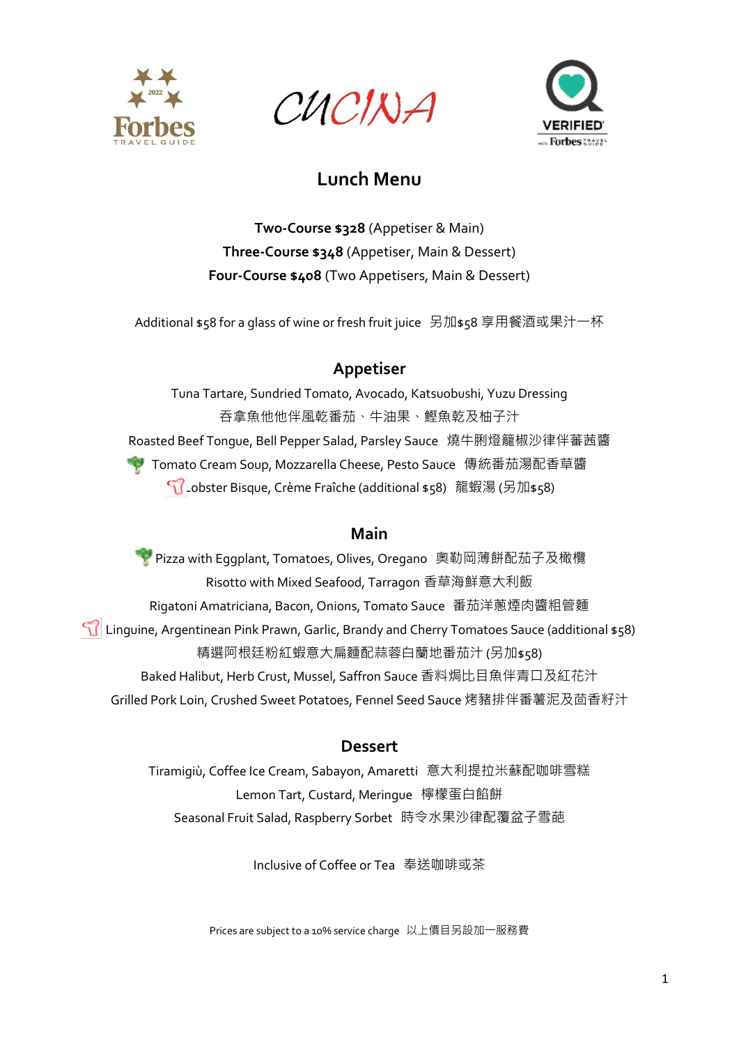# CUCINA

## Lunch Menu

**Two-Course $328** (Appetiser & Main)
**Three-Course $348** (Appetiser, Main & Dessert)
**Four-Course $408** (Two Appetisers, Main & Dessert)

Additional $58 for a glass of wine or fresh fruit juice 另加$58 享用餐酒或果汁一杯

### Appetiser

Tuna Tartare, Sundried Tomato, Avocado, Katsuobushi, Yuzu Dressing
吞拿魚他他伴風乾番茄、牛油果、鰹魚乾及柚子汁
Roasted Beef Tongue, Bell Pepper Salad, Parsley Sauce 燒牛脷燈籠椒沙律伴蕃茜醬
Tomato Cream Soup, Mozzarella Cheese, Pesto Sauce 傳統番茄湯配香草醬
Lobster Bisque, Crème Fraîche (additional $58) 龍蝦湯 (另加$58)

### Main

Pizza with Eggplant, Tomatoes, Olives, Oregano 奧勒岡薄餅配茄子及橄欖
Risotto with Mixed Seafood, Tarragon 香草海鮮意大利飯
Rigatoni Amatriciana, Bacon, Onions, Tomato Sauce 番茄洋蔥煙肉醬粗管麵
Linguine, Argentinean Pink Prawn, Garlic, Brandy and Cherry Tomatoes Sauce (additional $58)
精選阿根廷粉紅蝦意大扁麵配蒜蓉白蘭地番茄汁 (另加$58)
Baked Halibut, Herb Crust, Mussel, Saffron Sauce 香料焗比目魚伴青口及紅花汁
Grilled Pork Loin, Crushed Sweet Potatoes, Fennel Seed Sauce 烤豬排伴番薯泥及茴香籽汁

### Dessert

Tiramigiù, Coffee Ice Cream, Sabayon, Amaretti 意大利提拉米蘇配咖啡雪糕
Lemon Tart, Custard, Meringue 檸檬蛋白餡餅
Seasonal Fruit Salad, Raspberry Sorbet 時令水果沙律配覆盆子雪葩

Inclusive of Coffee or Tea 奉送咖啡或茶

Prices are subject to a 10% service charge 以上價目另設加一服務費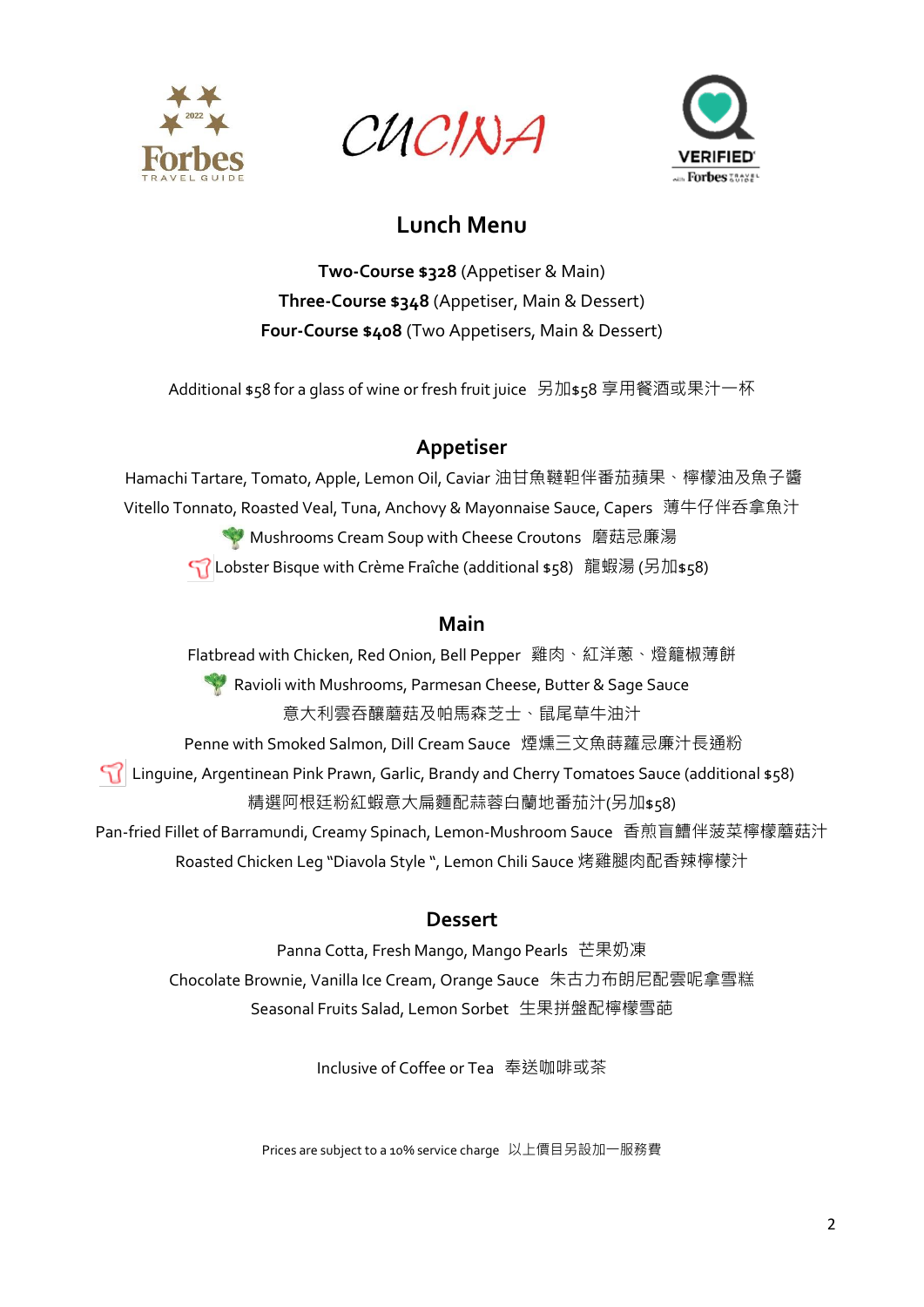CUCINA

## Lunch Menu

**Two-Course $328** (Appetiser & Main)
**Three-Course $348** (Appetiser, Main & Dessert)
**Four-Course $408** (Two Appetisers, Main & Dessert)

Additional $58 for a glass of wine or fresh fruit juice 另加$58 享用餐酒或果汁一杯

### Appetiser

Hamachi Tartare, Tomato, Apple, Lemon Oil, Caviar 油甘魚韃靼伴番茄蘋果、檸檬油及魚子醬

Vitello Tonnato, Roasted Veal, Tuna, Anchovy & Mayonnaise Sauce, Capers 薄牛仔伴吞拿魚汁

Mushrooms Cream Soup with Cheese Croutons 磨菇忌廉湯

Lobster Bisque with Crème Fraîche (additional $58) 龍蝦湯 (另加$58)

### Main

Flatbread with Chicken, Red Onion, Bell Pepper 雞肉、紅洋蔥、燈籠椒薄餅

Ravioli with Mushrooms, Parmesan Cheese, Butter & Sage Sauce
意大利雲吞釀蘑菇及帕馬森芝士、鼠尾草牛油汁

Penne with Smoked Salmon, Dill Cream Sauce 煙燻三文魚蒔蘿忌廉汁長通粉

Linguine, Argentinean Pink Prawn, Garlic, Brandy and Cherry Tomatoes Sauce (additional $58)
精選阿根廷粉紅蝦意大扁麵配蒜蓉白蘭地番茄汁(另加$58)

Pan-fried Fillet of Barramundi, Creamy Spinach, Lemon-Mushroom Sauce 香煎盲鰽伴菠菜檸檬蘑菇汁

Roasted Chicken Leg "Diavola Style ", Lemon Chili Sauce 烤雞腿肉配香辣檸檬汁

### Dessert

Panna Cotta, Fresh Mango, Mango Pearls 芒果奶凍

Chocolate Brownie, Vanilla Ice Cream, Orange Sauce 朱古力布朗尼配雲呢拿雪糕

Seasonal Fruits Salad, Lemon Sorbet 生果拼盤配檸檬雪葩

Inclusive of Coffee or Tea 奉送咖啡或茶

Prices are subject to a 10% service charge 以上價目另設加一服務費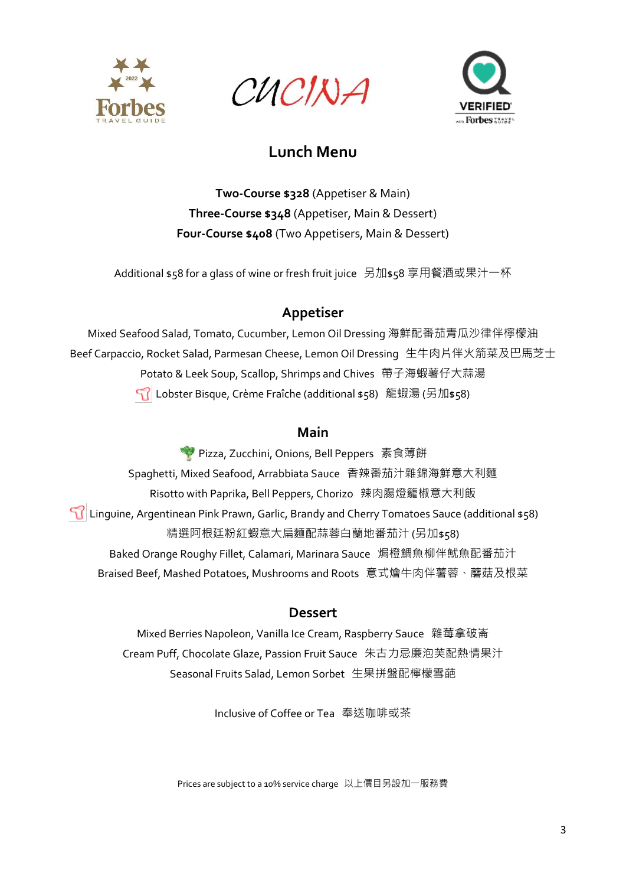CUCINA

# Lunch Menu

**Two-Course $328** (Appetiser & Main)
**Three-Course $348** (Appetiser, Main & Dessert)
**Four-Course $408** (Two Appetisers, Main & Dessert)

Additional $58 for a glass of wine or fresh fruit juice 另加$58 享用餐酒或果汁一杯

## Appetiser

Mixed Seafood Salad, Tomato, Cucumber, Lemon Oil Dressing 海鮮配番茄青瓜沙律伴檸檬油
Beef Carpaccio, Rocket Salad, Parmesan Cheese, Lemon Oil Dressing 生牛肉片伴火箭菜及巴馬芝士
Potato & Leek Soup, Scallop, Shrimps and Chives 帶子海蝦薯仔大蒜湯
Lobster Bisque, Crème Fraîche (additional $58) 龍蝦湯 (另加$58)

## Main

Pizza, Zucchini, Onions, Bell Peppers 素食薄餅
Spaghetti, Mixed Seafood, Arrabbiata Sauce 香辣番茄汁雜錦海鮮意大利麵
Risotto with Paprika, Bell Peppers, Chorizo 辣肉腸燈籠椒意大利飯
Linguine, Argentinean Pink Prawn, Garlic, Brandy and Cherry Tomatoes Sauce (additional $58)
精選阿根廷粉紅蝦意大扁麵配蒜蓉白蘭地番茄汁 (另加$58)
Baked Orange Roughy Fillet, Calamari, Marinara Sauce 焗橙鯛魚柳伴魷魚配番茄汁
Braised Beef, Mashed Potatoes, Mushrooms and Roots 意式燴牛肉伴薯蓉、蘑菇及根菜

## Dessert

Mixed Berries Napoleon, Vanilla Ice Cream, Raspberry Sauce 雜莓拿破崙
Cream Puff, Chocolate Glaze, Passion Fruit Sauce 朱古力忌廉泡芙配熱情果汁
Seasonal Fruits Salad, Lemon Sorbet 生果拼盤配檸檬雪葩

Inclusive of Coffee or Tea 奉送咖啡或茶

Prices are subject to a 10% service charge 以上價目另設加一服務費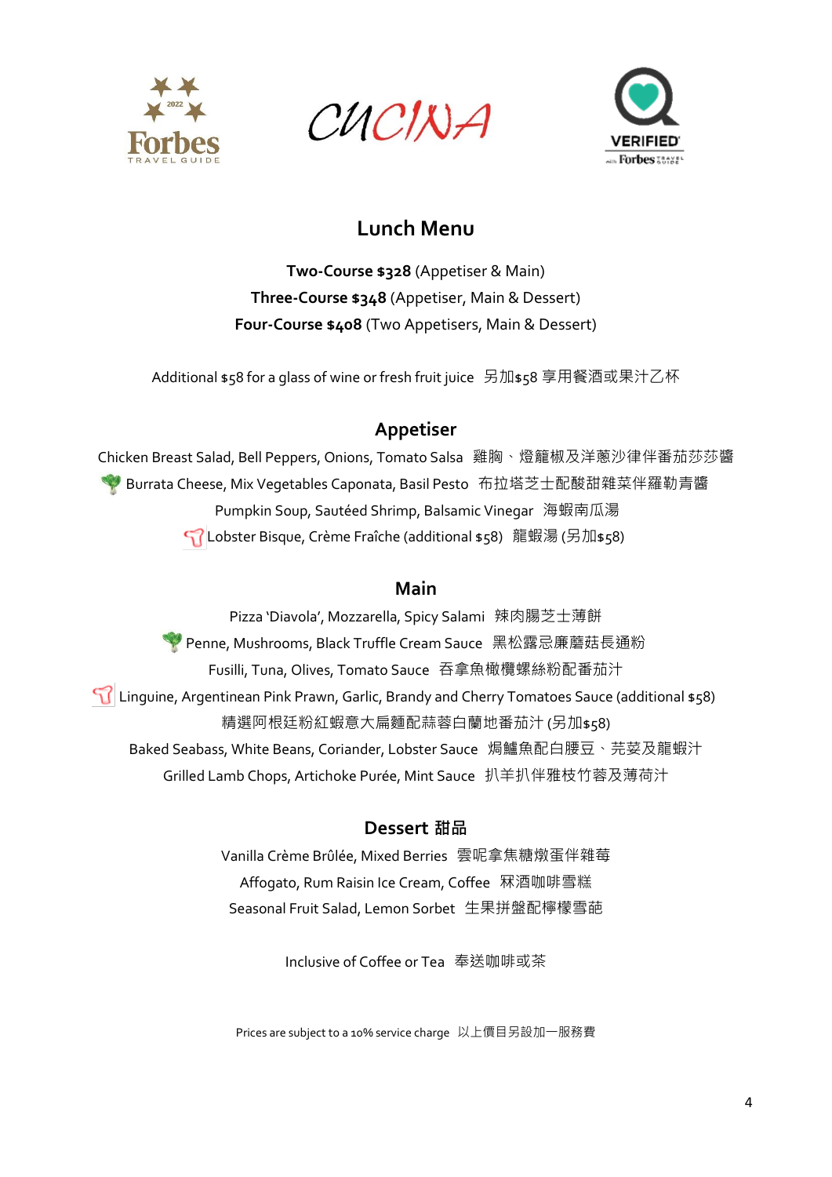CUCINA

## Lunch Menu

**Two-Course $328** (Appetiser & Main)
**Three-Course $348** (Appetiser, Main & Dessert)
**Four-Course $408** (Two Appetisers, Main & Dessert)

Additional $58 for a glass of wine or fresh fruit juice 另加$58 享用餐酒或果汁乙杯

### Appetiser

Chicken Breast Salad, Bell Peppers, Onions, Tomato Salsa 雞胸、燈籠椒及洋蔥沙律伴番茄莎莎醬
Burrata Cheese, Mix Vegetables Caponata, Basil Pesto 布拉塔芝士配酸甜雜菜伴羅勒青醬
Pumpkin Soup, Sautéed Shrimp, Balsamic Vinegar 海蝦南瓜湯
Lobster Bisque, Crème Fraîche (additional $58) 龍蝦湯 (另加$58)

### Main

Pizza 'Diavola', Mozzarella, Spicy Salami 辣肉腸芝士薄餅
Penne, Mushrooms, Black Truffle Cream Sauce 黑松露忌廉蘑菇長通粉
Fusilli, Tuna, Olives, Tomato Sauce 吞拿魚橄欖螺絲粉配番茄汁
Linguine, Argentinean Pink Prawn, Garlic, Brandy and Cherry Tomatoes Sauce (additional $58)
精選阿根廷粉紅蝦意大扁麵配蒜蓉白蘭地番茄汁 (另加$58)
Baked Seabass, White Beans, Coriander, Lobster Sauce 焗鱸魚配白腰豆、芫荽及龍蝦汁
Grilled Lamb Chops, Artichoke Purée, Mint Sauce 扒羊扒伴雅枝竹蓉及薄荷汁

### Dessert 甜品

Vanilla Crème Brûlée, Mixed Berries 雲呢拿焦糖燉蛋伴雜莓
Affogato, Rum Raisin Ice Cream, Coffee 冧酒咖啡雪糕
Seasonal Fruit Salad, Lemon Sorbet 生果拼盤配檸檬雪葩

Inclusive of Coffee or Tea 奉送咖啡或茶

Prices are subject to a 10% service charge 以上價目另設加一服務費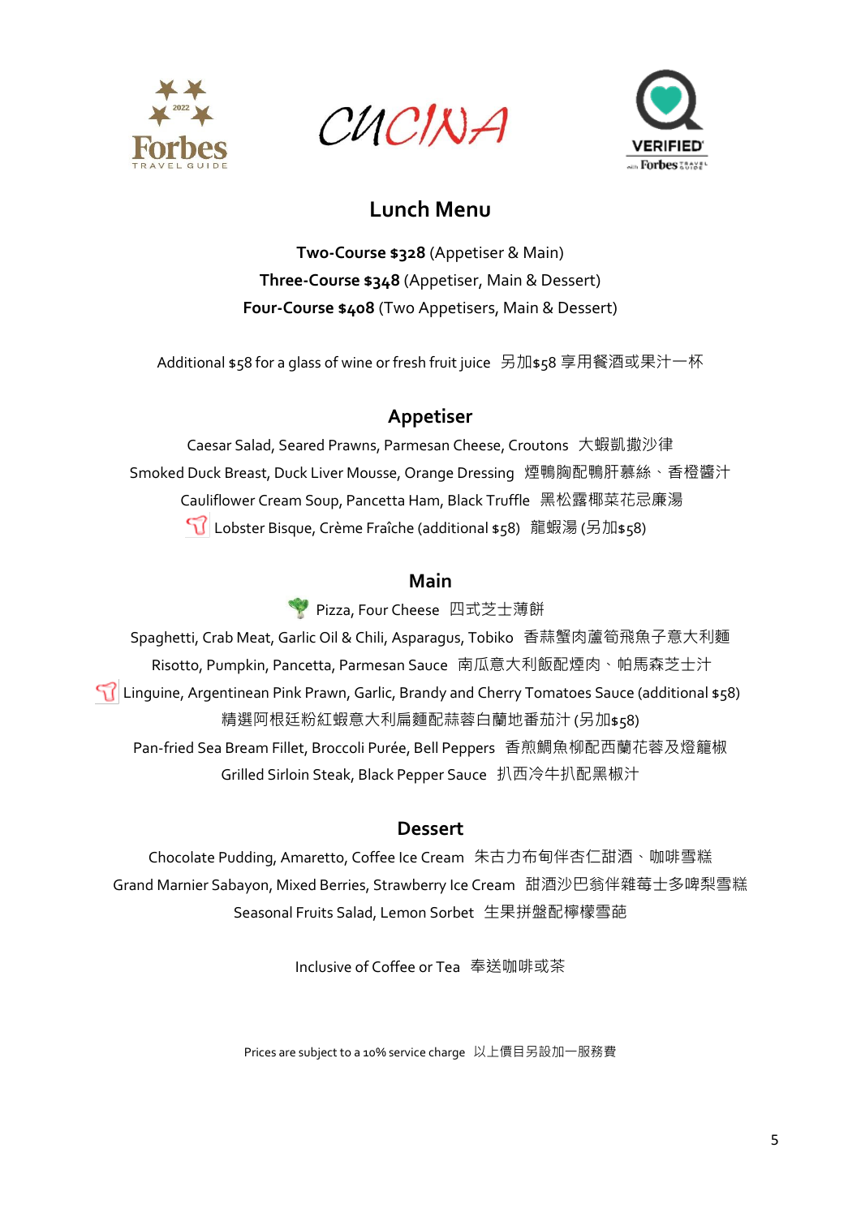CUCINA

## Lunch Menu

**Two-Course $328** (Appetiser & Main)
**Three-Course $348** (Appetiser, Main & Dessert)
**Four-Course $408** (Two Appetisers, Main & Dessert)

Additional $58 for a glass of wine or fresh fruit juice 另加$58 享用餐酒或果汁一杯

### Appetiser

Caesar Salad, Seared Prawns, Parmesan Cheese, Croutons 大蝦凱撒沙律
Smoked Duck Breast, Duck Liver Mousse, Orange Dressing 煙鴨胸配鴨肝慕絲、香橙醬汁
Cauliflower Cream Soup, Pancetta Ham, Black Truffle 黑松露椰菜花忌廉湯
Lobster Bisque, Crème Fraîche (additional $58) 龍蝦湯 (另加$58)

### Main

Pizza, Four Cheese 四式芝士薄餅
Spaghetti, Crab Meat, Garlic Oil & Chili, Asparagus, Tobiko 香蒜蟹肉蘆筍飛魚子意大利麵
Risotto, Pumpkin, Pancetta, Parmesan Sauce 南瓜意大利飯配煙肉、帕馬森芝士汁
Linguine, Argentinean Pink Prawn, Garlic, Brandy and Cherry Tomatoes Sauce (additional $58)
精選阿根廷粉紅蝦意大利扁麵配蒜蓉白蘭地番茄汁 (另加$58)
Pan-fried Sea Bream Fillet, Broccoli Purée, Bell Peppers 香煎鯛魚柳配西蘭花蓉及燈籠椒
Grilled Sirloin Steak, Black Pepper Sauce 扒西冷牛扒配黑椒汁

### Dessert

Chocolate Pudding, Amaretto, Coffee Ice Cream 朱古力布甸伴杏仁甜酒、咖啡雪糕
Grand Marnier Sabayon, Mixed Berries, Strawberry Ice Cream 甜酒沙巴翁伴雜莓士多啤梨雪糕
Seasonal Fruits Salad, Lemon Sorbet 生果拼盤配檸檬雪葩

Inclusive of Coffee or Tea 奉送咖啡或茶

Prices are subject to a 10% service charge 以上價目另設加一服務費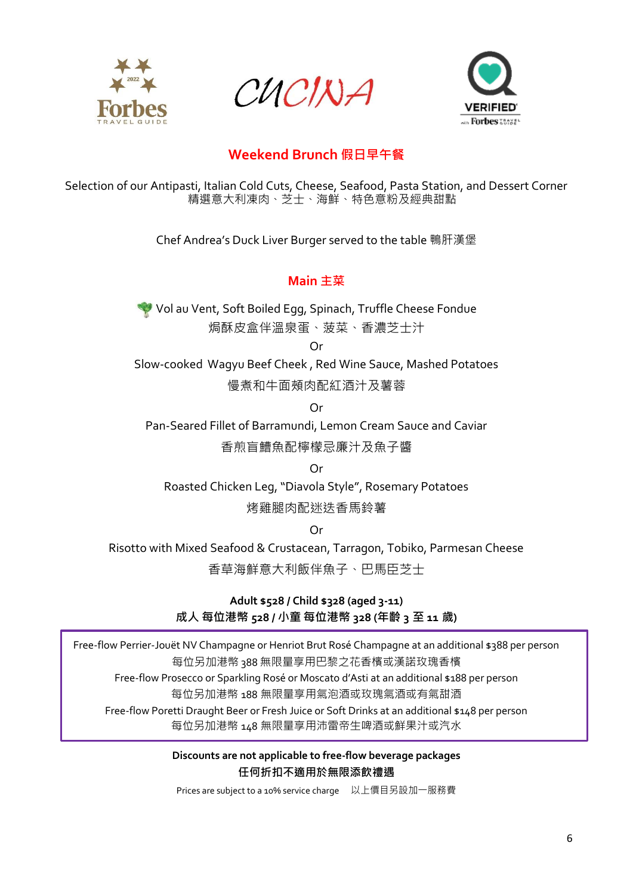CUCINA

# Weekend Brunch 假日早午餐

Selection of our Antipasti, Italian Cold Cuts, Cheese, Seafood, Pasta Station, and Dessert Corner
精選意大利凍肉、芝士、海鮮、特色意粉及經典甜點

Chef Andrea's Duck Liver Burger served to the table 鴨肝漢堡

## Main 主菜

Vol au Vent, Soft Boiled Egg, Spinach, Truffle Cheese Fondue
焗酥皮盒伴溫泉蛋、菠菜、香濃芝士汁

Or

Slow-cooked Wagyu Beef Cheek , Red Wine Sauce, Mashed Potatoes
慢煮和牛面頰肉配紅酒汁及薯蓉

Or

Pan-Seared Fillet of Barramundi, Lemon Cream Sauce and Caviar
香煎盲鰽魚配檸檬忌廉汁及魚子醬

Or

Roasted Chicken Leg, "Diavola Style", Rosemary Potatoes
烤雞腿肉配迷迭香馬鈴薯

Or

Risotto with Mixed Seafood & Crustacean, Tarragon, Tobiko, Parmesan Cheese
香草海鮮意大利飯伴魚子、巴馬臣芝士

**Adult $528 / Child $328 (aged 3-11)**
**成人 每位港幣 528 / 小童 每位港幣 328 (年齡 3 至 11 歲)**

Free-flow Perrier-Jouët NV Champagne or Henriot Brut Rosé Champagne at an additional $388 per person
每位另加港幣 388 無限量享用巴黎之花香檳或漢諾玫瑰香檳
Free-flow Prosecco or Sparkling Rosé or Moscato d'Asti at an additional $188 per person
每位另加港幣 188 無限量享用氣泡酒或玫瑰氣酒或有氣甜酒
Free-flow Poretti Draught Beer or Fresh Juice or Soft Drinks at an additional $148 per person
每位另加港幣 148 無限量享用沛雷帝生啤酒或鮮果汁或汽水

**Discounts are not applicable to free-flow beverage packages**
**任何折扣不適用於無限添飲禮遇**

Prices are subject to a 10% service charge 以上價目另設加一服務費